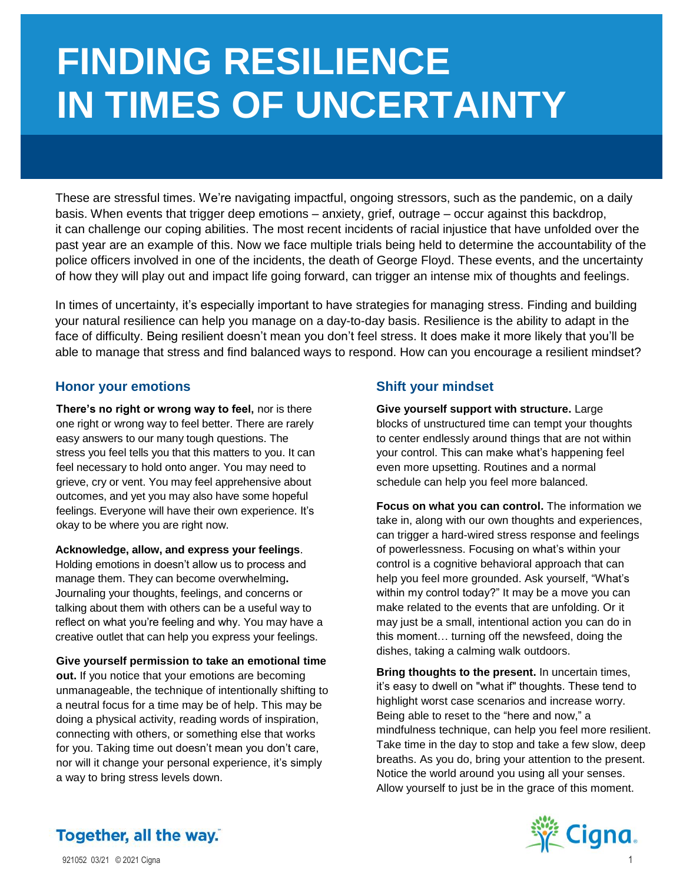# FINDING RESILIENCE IN TIMES OF UNCERTAINTY

These are stressful times. We're navigating impactful, ongoing stressors, such as the pandemic, on a daily basis. When events that trigger deep emotions – anxiety, grief, outrage – occur against this backdrop, it can challenge our coping abilities. The most recent incidents of racial injustice that have unfolded over the past year are an example of this. Now we face multiple trials being held to determine the accountability of the police officers involved in one of the incidents, the death of George Floyd. These events, and the uncertainty of how they will play out and impact life going forward, can trigger an intense mix of thoughts and feelings.

In times of uncertainty, it's especially important to have strategies for managing stress. Finding and building your natural resilience can help you manage on a day-to-day basis. Resilience is the ability to adapt in the face of difficulty. Being resilient doesn't mean you don't feel stress. It does make it more likely that you'll be able to manage that stress and find balanced ways to respond. How can you encourage a resilient mindset?

## Honor your emotions

**There's no right or wrong way to feel,** nor is there one right or wrong way to feel better. There are rarely easy answers to our many tough questions. The stress you feel tells you that this matters to you. It can feel necessary to hold onto anger. You may need to grieve, cry or vent. You may feel apprehensive about outcomes, and yet you may also have some hopeful feelings. Everyone will have their own experience. It's okay to be where you are right now.

**Acknowledge, allow, and express your feelings**. Holding emotions in doesn't allow us to process and manage them. They can become overwhelming**.** Journaling your thoughts, feelings, and concerns or talking about them with others can be a useful way to reflect on what you're feeling and why. You may have a creative outlet that can help you express your feelings.

**Give yourself permission to take an emotional time out.** If you notice that your emotions are becoming unmanageable, the technique of intentionally shifting to a neutral focus for a time may be of help. This may be doing a physical activity, reading words of inspiration, connecting with others, or something else that works for you. Taking time out doesn't mean you don't care, nor will it change your personal experience, it's simply a way to bring stress levels down.

## Shift your mindset

**Give yourself support with structure.** Large blocks of unstructured time can tempt your thoughts to center endlessly around things that are not within your control. This can make what's happening feel even more upsetting. Routines and a normal schedule can help you feel more balanced.

**Focus on what you can control.** The information we take in, along with our own thoughts and experiences, can trigger a hard-wired stress response and feelings of powerlessness. Focusing on what's within your control is a cognitive behavioral approach that can help you feel more grounded. Ask yourself, "What's within my control today?" It may be a move you can make related to the events that are unfolding. Or it may just be a small, intentional action you can do in this moment… turning off the newsfeed, doing the dishes, taking a calming walk outdoors.

**Bring thoughts to the present.** In uncertain times, it's easy to dwell on "what if" thoughts. These tend to highlight worst case scenarios and increase worry. Being able to reset to the "here and now," a mindfulness technique, can help you feel more resilient. Take time in the day to stop and take a few slow, deep breaths. As you do, bring your attention to the present. Notice the world around you using all your senses. Allow yourself to just be in the grace of this moment.

Together, all the way.

921052 03/21 © 2021 Cigna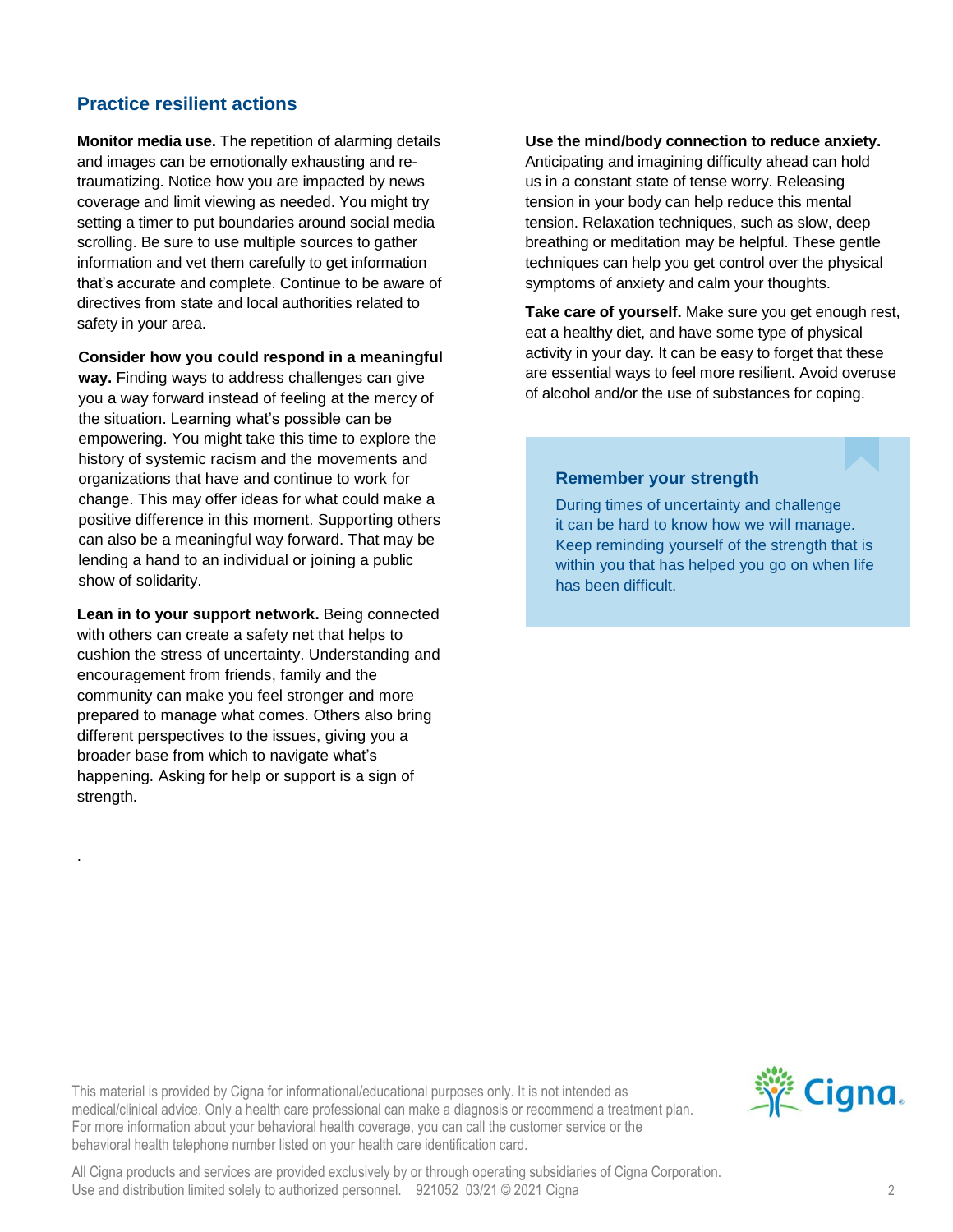## Practice resilient actions

**Monitor media use.** The repetition of alarming details and images can be emotionally exhausting and re-traumatizing. Notice how you are impacted by news coverage and limit viewing as needed. You might try setting a timer to put boundaries around social media scrolling. Be sure to use multiple sources to gather information and vet them carefully to get information that's accurate and complete. Continue to be aware of directives from state and local authorities related to safety in your area.

**Consider how you could respond in a meaningful way.** Finding ways to address challenges can give you a way forward instead of feeling at the mercy of the situation. Learning what's possible can be empowering. You might take this time to explore the history of systemic racism and the movements and organizations that have and continue to work for change. This may offer ideas for what could make a positive difference in this moment. Supporting others can also be a meaningful way forward. That may be lending a hand to an individual or joining a public show of solidarity.

**Lean in to your support network.** Being connected with others can create a safety net that helps to cushion the stress of uncertainty. Understanding and encouragement from friends, family and the community can make you feel stronger and more prepared to manage what comes. Others also bring different perspectives to the issues, giving you a broader base from which to navigate what's happening. Asking for help or support is a sign of strength.

**Use the mind/body connection to reduce anxiety.** Anticipating and imagining difficulty ahead can hold us in a constant state of tense worry. Releasing tension in your body can help reduce this mental tension. Relaxation techniques, such as slow, deep breathing or meditation may be helpful. These gentle techniques can help you get control over the physical symptoms of anxiety and calm your thoughts.

**Take care of yourself.** Make sure you get enough rest, eat a healthy diet, and have some type of physical activity in your day. It can be easy to forget that these are essential ways to feel more resilient. Avoid overuse of alcohol and/or the use of substances for coping.

### Remember your strength

During times of uncertainty and challenge it can be hard to know how we will manage. Keep reminding yourself of the strength that is within you that has helped you go on when life has been difficult.

This material is provided by Cigna for informational/educational purposes only. It is not intended as medical/clinical advice. Only a health care professional can make a diagnosis or recommend a treatment plan. For more information about your behavioral health coverage, you can call the customer service or the behavioral health telephone number listed on your health care identification card.

All Cigna products and services are provided exclusively by or through operating subsidiaries of Cigna Corporation. Use and distribution limited solely to authorized personnel. 921052 03/21 © 2021 Cigna